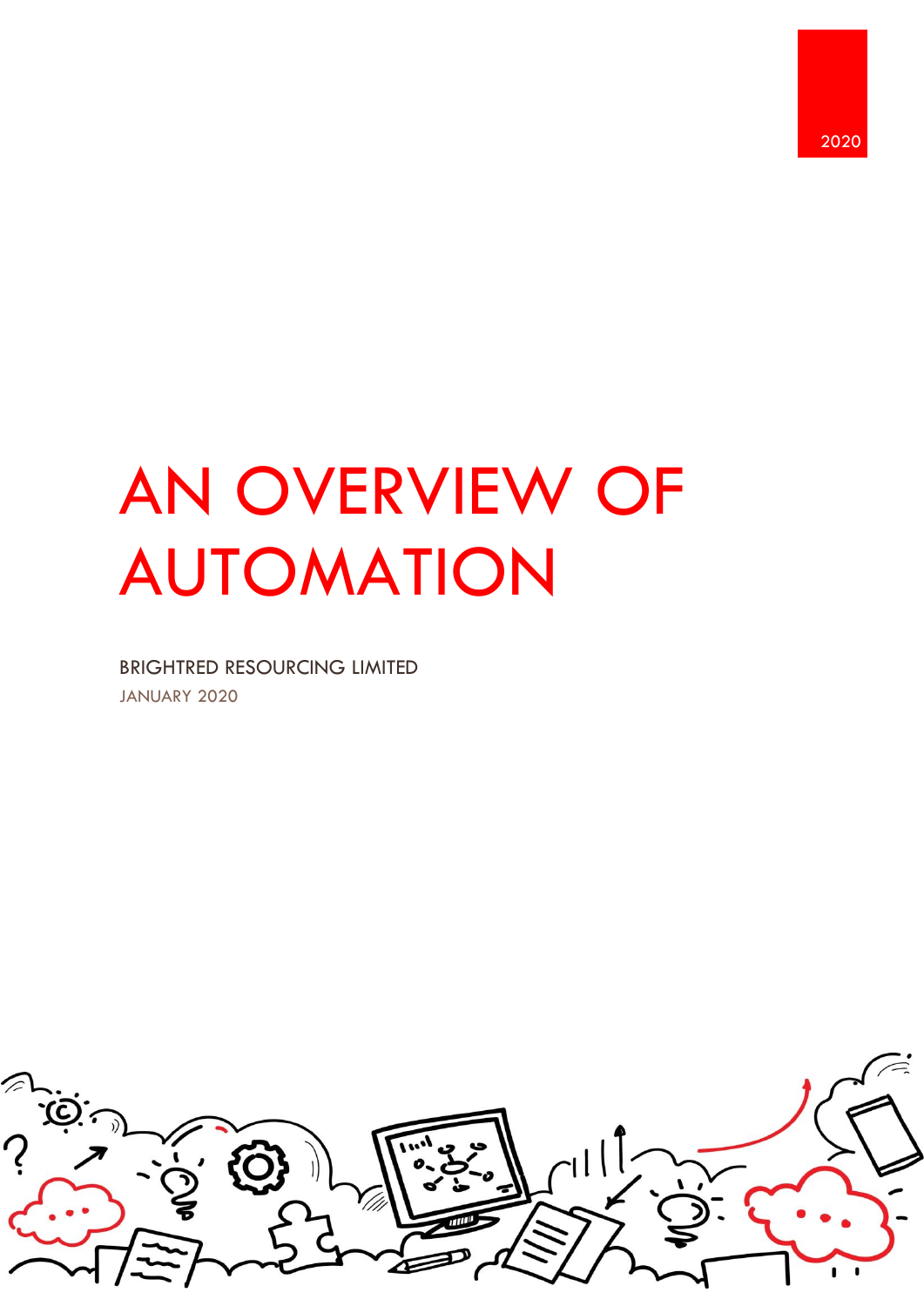2020

# AN OVERVIEW OF AUTOMATION

BRIGHTRED RESOURCING LIMITED

JANUARY 2020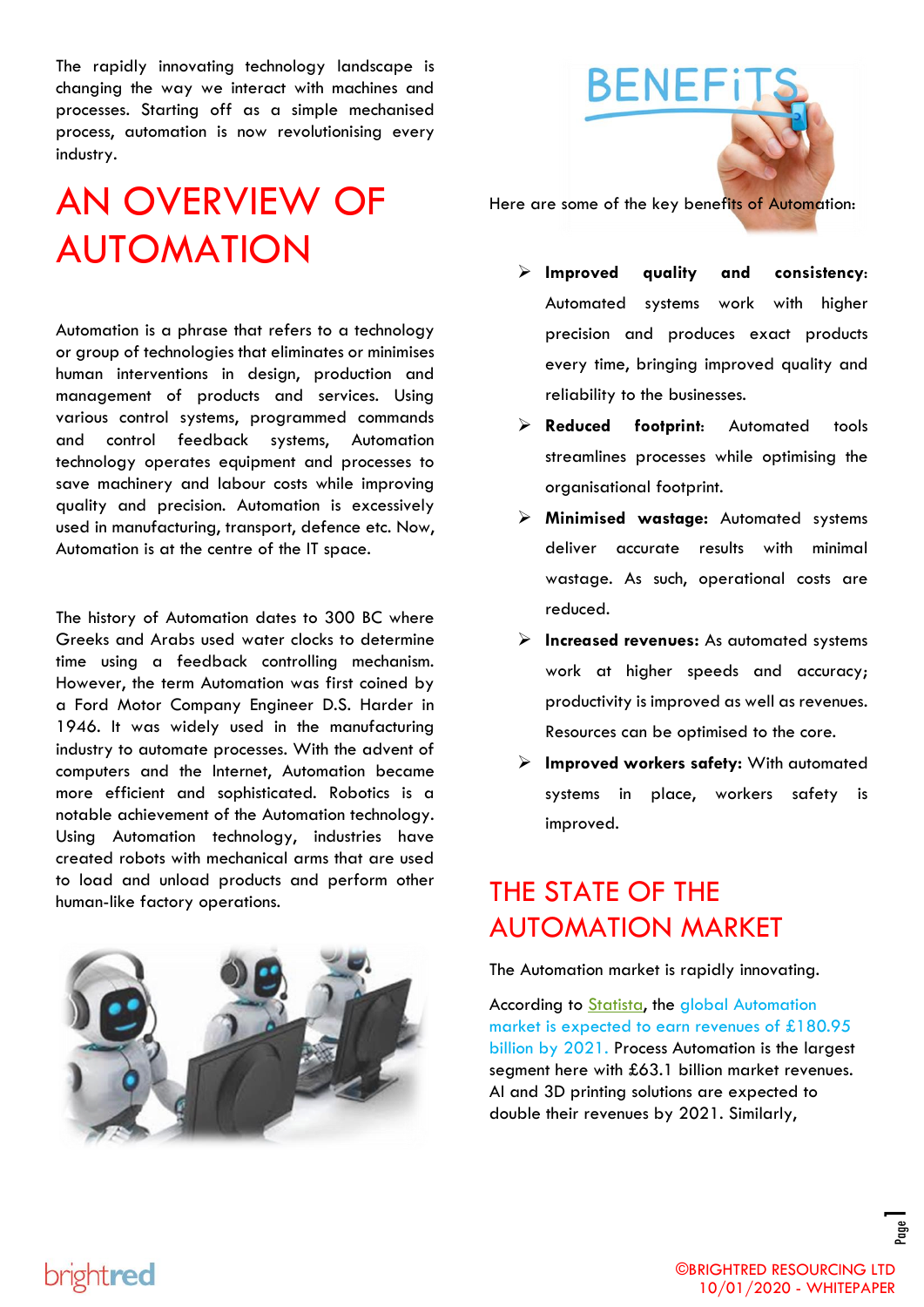The rapidly innovating technology landscape is changing the way we interact with machines and processes. Starting off as a simple mechanised process, automation is now revolutionising every industry.

# AN OVERVIEW OF AUTOMATION

Automation is a phrase that refers to a technology or group of technologies that eliminates or minimises human interventions in design, production and management of products and services. Using various control systems, programmed commands and control feedback systems, Automation technology operates equipment and processes to save machinery and labour costs while improving quality and precision. Automation is excessively used in manufacturing, transport, defence etc. Now, Automation is at the centre of the IT space.

The history of Automation dates to 300 BC where Greeks and Arabs used water clocks to determine time using a feedback controlling mechanism. However, the term Automation was first coined by a Ford Motor Company Engineer D.S. Harder in 1946. It was widely used in the manufacturing industry to automate processes. With the advent of computers and the Internet, Automation became more efficient and sophisticated. Robotics is a notable achievement of the Automation technology. Using Automation technology, industries have created robots with mechanical arms that are used to load and unload products and perform other human-like factory operations.

BENEFiTS

Here are some of the key benefits of Automation:

- **Improved quality and consistency:** Automated systems work with higher precision and produces exact products every time, bringing improved quality and reliability to the businesses.
- **Reduced footprint:** Automated tools streamlines processes while optimising the organisational footprint.
- **Minimised wastage:** Automated systems deliver accurate results with minimal wastage. As such, operational costs are reduced.
- **Increased revenues:** As automated systems work at higher speeds and accuracy; productivity is improved as well as revenues. Resources can be optimised to the core.
- **Improved workers safety:** With automated systems in place, workers safety is improved.

# THE STATE OF THE AUTOMATION MARKET

The Automation market is rapidly innovating.

According to Statista, the global Automation market is expected to earn revenues of £180.95 billion by 2021. Process Automation is the largest segment here with £63.1 billion market revenues. AI and 3D printing solutions are expected to double their revenues by 2021. Similarly,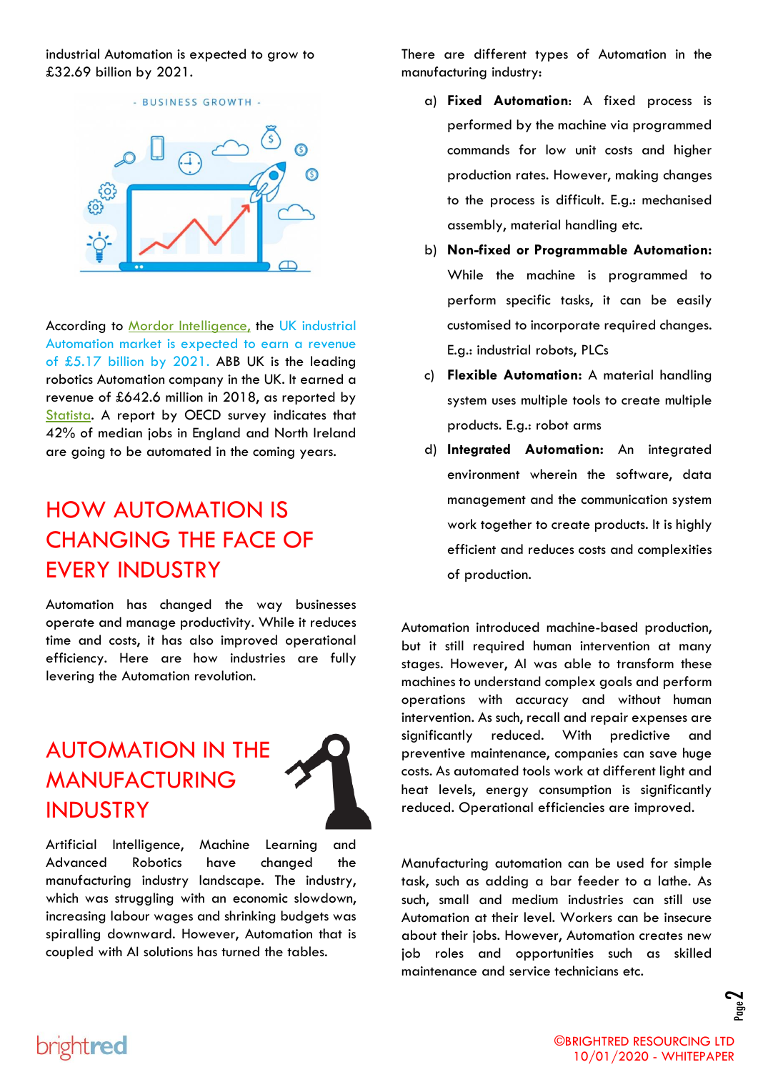industrial Automation is expected to grow to £32.69 billion by 2021.

According to Mordor Intelligence, the UK industrial Automation market is expected to earn a revenue of £5.17 billion by 2021. ABB UK is the leading robotics Automation company in the UK. It earned a revenue of £642.6 million in 2018, as reported by Statista. A report by OECD survey indicates that 42% of median jobs in England and North Ireland are going to be automated in the coming years.

# HOW AUTOMATION IS CHANGING THE FACE OF EVERY INDUSTRY

Automation has changed the way businesses operate and manage productivity. While it reduces time and costs, it has also improved operational efficiency. Here are how industries are fully levering the Automation revolution.

# AUTOMATION IN THE MANUFACTURING INDUSTRY

Artificial Intelligence, Machine Learning and Advanced Robotics have changed the manufacturing industry landscape. The industry, which was struggling with an economic slowdown, increasing labour wages and shrinking budgets was spiralling downward. However, Automation that is coupled with AI solutions has turned the tables.

There are different types of Automation in the manufacturing industry:

a) **Fixed Automation:** A fixed process is performed by the machine via programmed commands for low unit costs and higher production rates. However, making changes to the process is difficult. E.g.: mechanised assembly, material handling etc.

b) **Non-fixed or Programmable Automation:** While the machine is programmed to perform specific tasks, it can be easily customised to incorporate required changes. E.g.: industrial robots, PLCs

c) **Flexible Automation:** A material handling system uses multiple tools to create multiple products. E.g.: robot arms

d) **Integrated Automation:** An integrated environment wherein the software, data management and the communication system work together to create products. It is highly efficient and reduces costs and complexities of production.

Automation introduced machine-based production, but it still required human intervention at many stages. However, AI was able to transform these machines to understand complex goals and perform operations with accuracy and without human intervention. As such, recall and repair expenses are significantly reduced. With predictive and preventive maintenance, companies can save huge costs. As automated tools work at different light and heat levels, energy consumption is significantly reduced. Operational efficiencies are improved.

Manufacturing automation can be used for simple task, such as adding a bar feeder to a lathe. As such, small and medium industries can still use Automation at their level. Workers can be insecure about their jobs. However, Automation creates new job roles and opportunities such as skilled maintenance and service technicians etc.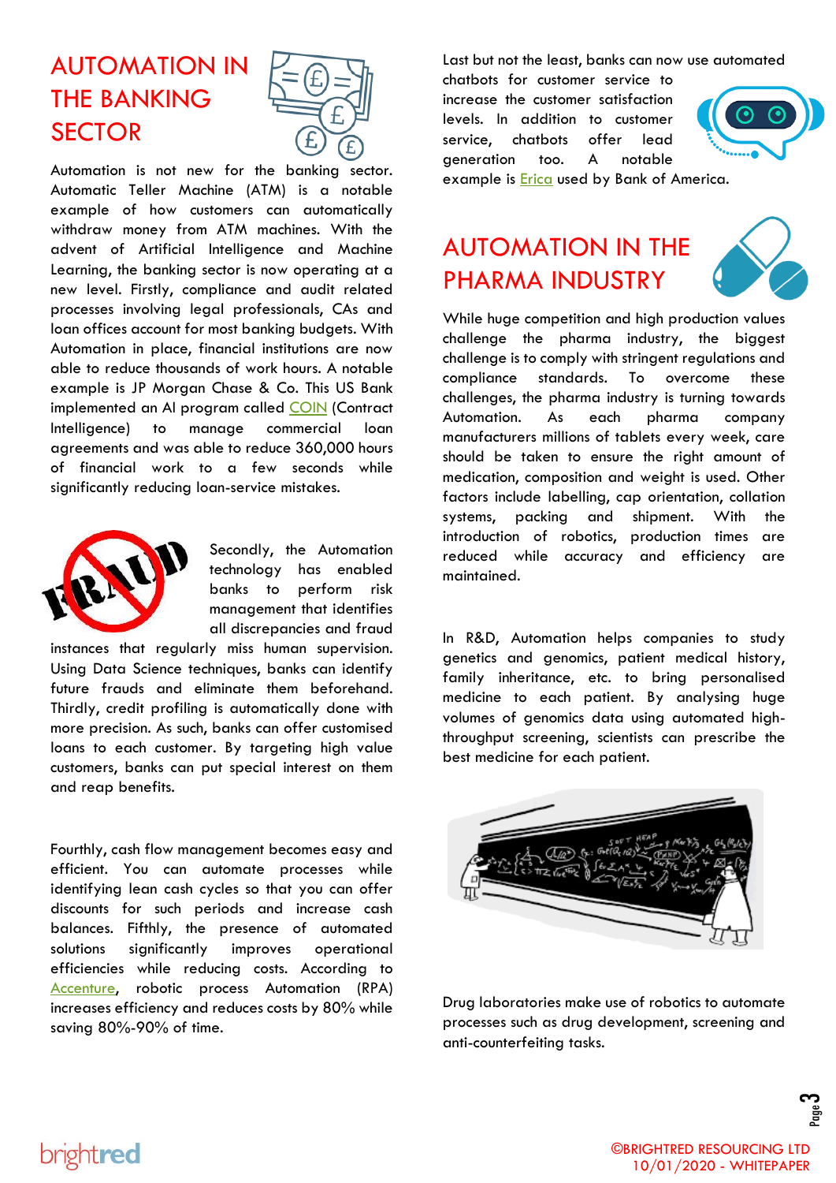# AUTOMATION IN THE BANKING SECTOR

Automation is not new for the banking sector. Automatic Teller Machine (ATM) is a notable example of how customers can automatically withdraw money from ATM machines. With the advent of Artificial Intelligence and Machine Learning, the banking sector is now operating at a new level. Firstly, compliance and audit related processes involving legal professionals, CAs and loan offices account for most banking budgets. With Automation in place, financial institutions are now able to reduce thousands of work hours. A notable example is JP Morgan Chase & Co. This US Bank implemented an AI program called COIN (Contract Intelligence) to manage commercial loan agreements and was able to reduce 360,000 hours of financial work to a few seconds while significantly reducing loan-service mistakes.

Secondly, the Automation technology has enabled banks to perform risk management that identifies all discrepancies and fraud instances that regularly miss human supervision. Using Data Science techniques, banks can identify future frauds and eliminate them beforehand. Thirdly, credit profiling is automatically done with more precision. As such, banks can offer customised loans to each customer. By targeting high value customers, banks can put special interest on them and reap benefits.

Fourthly, cash flow management becomes easy and efficient. You can automate processes while identifying lean cash cycles so that you can offer discounts for such periods and increase cash balances. Fifthly, the presence of automated solutions significantly improves operational efficiencies while reducing costs. According to Accenture, robotic process Automation (RPA) increases efficiency and reduces costs by 80% while saving 80%-90% of time.

Last but not the least, banks can now use automated chatbots for customer service to increase the customer satisfaction levels. In addition to customer service, chatbots offer lead generation too. A notable example is Erica used by Bank of America.

# AUTOMATION IN THE PHARMA INDUSTRY

While huge competition and high production values challenge the pharma industry, the biggest challenge is to comply with stringent regulations and compliance standards. To overcome these challenges, the pharma industry is turning towards Automation. As each pharma company manufacturers millions of tablets every week, care should be taken to ensure the right amount of medication, composition and weight is used. Other factors include labelling, cap orientation, collation systems, packing and shipment. With the introduction of robotics, production times are reduced while accuracy and efficiency are maintained.

In R&D, Automation helps companies to study genetics and genomics, patient medical history, family inheritance, etc. to bring personalised medicine to each patient. By analysing huge volumes of genomics data using automated high-throughput screening, scientists can prescribe the best medicine for each patient.

Drug laboratories make use of robotics to automate processes such as drug development, screening and anti-counterfeiting tasks.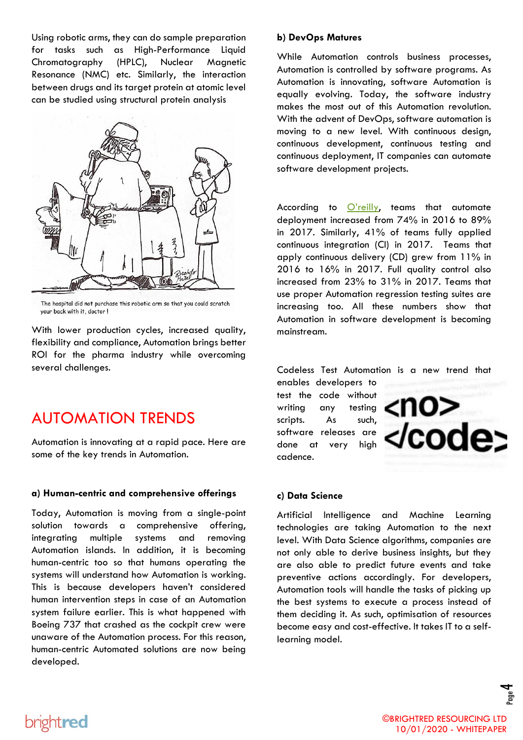Using robotic arms, they can do sample preparation for tasks such as High-Performance Liquid Chromatography (HPLC), Nuclear Magnetic Resonance (NMC) etc. Similarly, the interaction between drugs and its target protein at atomic level can be studied using structural protein analysis

The hospital did not purchase this robotic arm so that you could scratch your back with it, doctor !

With lower production cycles, increased quality, flexibility and compliance, Automation brings better ROI for the pharma industry while overcoming several challenges.

# AUTOMATION TRENDS

Automation is innovating at a rapid pace. Here are some of the key trends in Automation.

**a) Human-centric and comprehensive offerings**

Today, Automation is moving from a single-point solution towards a comprehensive offering, integrating multiple systems and removing Automation islands. In addition, it is becoming human-centric too so that humans operating the systems will understand how Automation is working. This is because developers haven't considered human intervention steps in case of an Automation system failure earlier. This is what happened with Boeing 737 that crashed as the cockpit crew were unaware of the Automation process. For this reason, human-centric Automated solutions are now being developed.

**b) DevOps Matures**

While Automation controls business processes, Automation is controlled by software programs. As Automation is innovating, software Automation is equally evolving. Today, the software industry makes the most out of this Automation revolution. With the advent of DevOps, software automation is moving to a new level. With continuous design, continuous development, continuous testing and continuous deployment, IT companies can automate software development projects.

According to O'reilly, teams that automate deployment increased from 74% in 2016 to 89% in 2017. Similarly, 41% of teams fully applied continuous integration (CI) in 2017. Teams that apply continuous delivery (CD) grew from 11% in 2016 to 16% in 2017. Full quality control also increased from 23% to 31% in 2017. Teams that use proper Automation regression testing suites are increasing too. All these numbers show that Automation in software development is becoming mainstream.

Codeless Test Automation is a new trend that enables developers to test the code without writing any testing scripts. As such, software releases are done at very high cadence.

**c) Data Science**

Artificial Intelligence and Machine Learning technologies are taking Automation to the next level. With Data Science algorithms, companies are not only able to derive business insights, but they are also able to predict future events and take preventive actions accordingly. For developers, Automation tools will handle the tasks of picking up the best systems to execute a process instead of them deciding it. As such, optimisation of resources become easy and cost-effective. It takes IT to a self-learning model.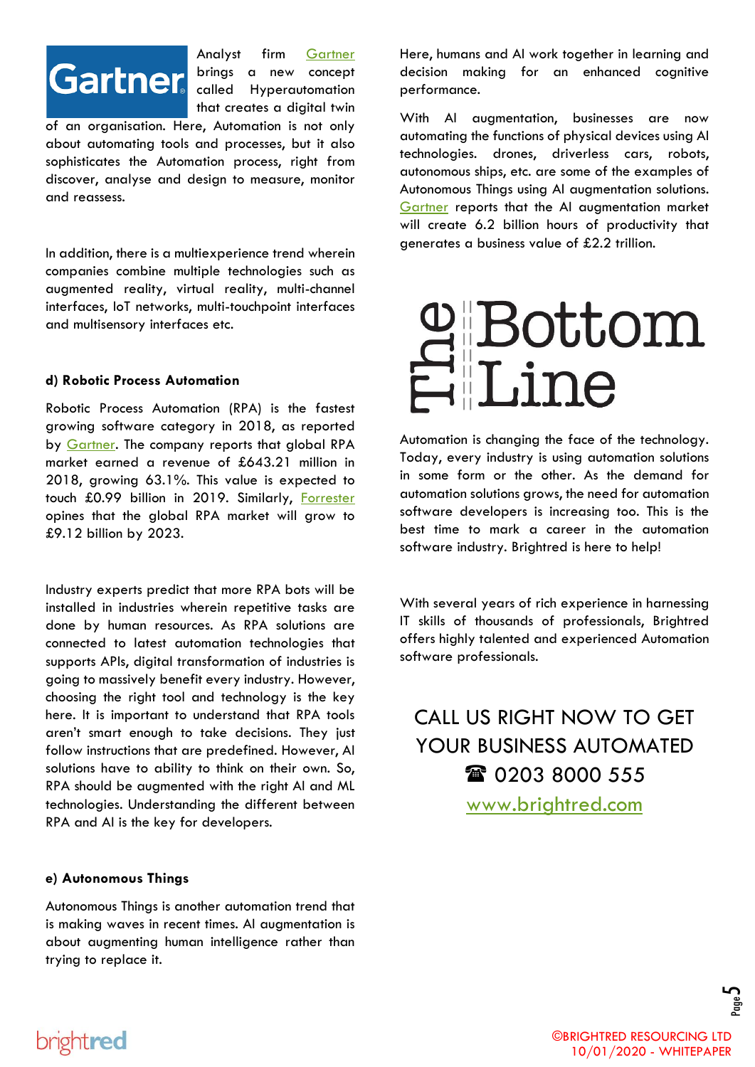Analyst firm Gartner brings a new concept called Hyperautomation that creates a digital twin of an organisation. Here, Automation is not only about automating tools and processes, but it also sophisticates the Automation process, right from discover, analyse and design to measure, monitor and reassess.

In addition, there is a multiexperience trend wherein companies combine multiple technologies such as augmented reality, virtual reality, multi-channel interfaces, IoT networks, multi-touchpoint interfaces and multisensory interfaces etc.

#### d) Robotic Process Automation

Robotic Process Automation (RPA) is the fastest growing software category in 2018, as reported by Gartner. The company reports that global RPA market earned a revenue of £643.21 million in 2018, growing 63.1%. This value is expected to touch £0.99 billion in 2019. Similarly, Forrester opines that the global RPA market will grow to £9.12 billion by 2023.

Industry experts predict that more RPA bots will be installed in industries wherein repetitive tasks are done by human resources. As RPA solutions are connected to latest automation technologies that supports APIs, digital transformation of industries is going to massively benefit every industry. However, choosing the right tool and technology is the key here. It is important to understand that RPA tools aren't smart enough to take decisions. They just follow instructions that are predefined. However, AI solutions have to ability to think on their own. So, RPA should be augmented with the right AI and ML technologies. Understanding the different between RPA and AI is the key for developers.

#### e) Autonomous Things

Autonomous Things is another automation trend that is making waves in recent times. AI augmentation is about augmenting human intelligence rather than trying to replace it. Here, humans and AI work together in learning and decision making for an enhanced cognitive performance.

With AI augmentation, businesses are now automating the functions of physical devices using AI technologies. drones, driverless cars, robots, autonomous ships, etc. are some of the examples of Autonomous Things using AI augmentation solutions. Gartner reports that the AI augmentation market will create 6.2 billion hours of productivity that generates a business value of £2.2 trillion.

## The Bottom Line

Automation is changing the face of the technology. Today, every industry is using automation solutions in some form or the other. As the demand for automation solutions grows, the need for automation software developers is increasing too. This is the best time to mark a career in the automation software industry. Brightred is here to help!

With several years of rich experience in harnessing IT skills of thousands of professionals, Brightred offers highly talented and experienced Automation software professionals.

CALL US RIGHT NOW TO GET YOUR BUSINESS AUTOMATED

☎ 0203 8000 555

www.brightred.com

©BRIGHTRED RESOURCING LTD
10/01/2020 - WHITEPAPER